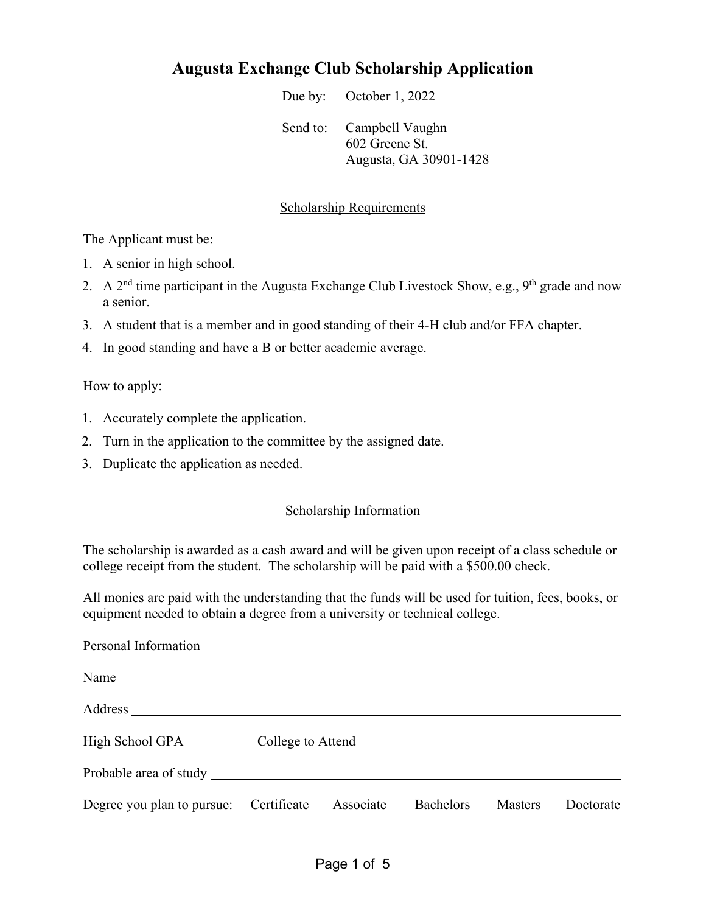# Augusta Exchange Club Scholarship Application

Due by: October 1, 2022

Send to: Campbell Vaughn
602 Greene St.
Augusta, GA 30901-1428

## Scholarship Requirements

The Applicant must be:

1. A senior in high school.
2. A 2nd time participant in the Augusta Exchange Club Livestock Show, e.g., 9th grade and now a senior.
3. A student that is a member and in good standing of their 4-H club and/or FFA chapter.
4. In good standing and have a B or better academic average.

How to apply:

1. Accurately complete the application.
2. Turn in the application to the committee by the assigned date.
3. Duplicate the application as needed.

## Scholarship Information

The scholarship is awarded as a cash award and will be given upon receipt of a class schedule or college receipt from the student. The scholarship will be paid with a $500.00 check.

All monies are paid with the understanding that the funds will be used for tuition, fees, books, or equipment needed to obtain a degree from a university or technical college.

Personal Information

Name ______________________________________________________________

Address ____________________________________________________________

High School GPA _________ College to Attend _______________________________

Probable area of study ______________________________________________________

Degree you plan to pursue: Certificate Associate Bachelors Masters Doctorate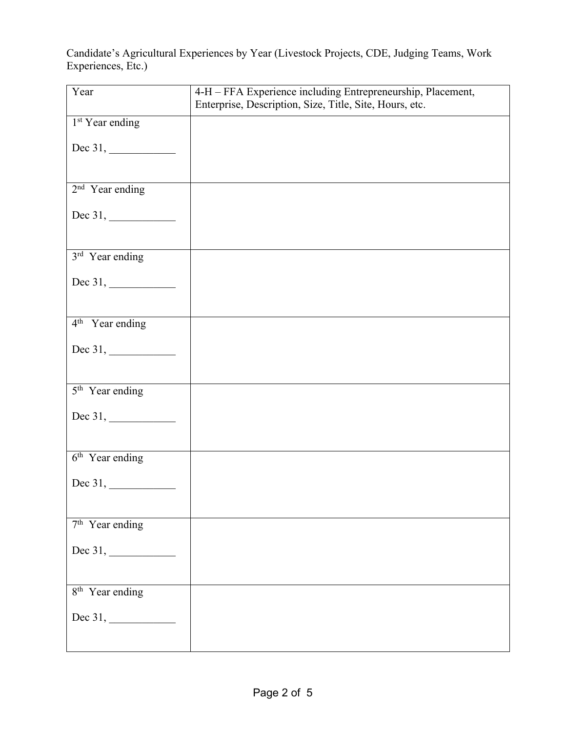Candidate's Agricultural Experiences by Year (Livestock Projects, CDE, Judging Teams, Work Experiences, Etc.)

| Year | 4-H – FFA Experience including Entrepreneurship, Placement, Enterprise, Description, Size, Title, Site, Hours, etc. |
|---|---|
| 1st Year ending<br><br>Dec 31, ____________ | |
| 2nd Year ending<br><br>Dec 31, ____________ | |
| 3rd Year ending<br><br>Dec 31, ____________ | |
| 4th Year ending<br><br>Dec 31, ____________ | |
| 5th Year ending<br><br>Dec 31, ____________ | |
| 6th Year ending<br><br>Dec 31, ____________ | |
| 7th Year ending<br><br>Dec 31, ____________ | |
| 8th Year ending<br><br>Dec 31, ____________ | |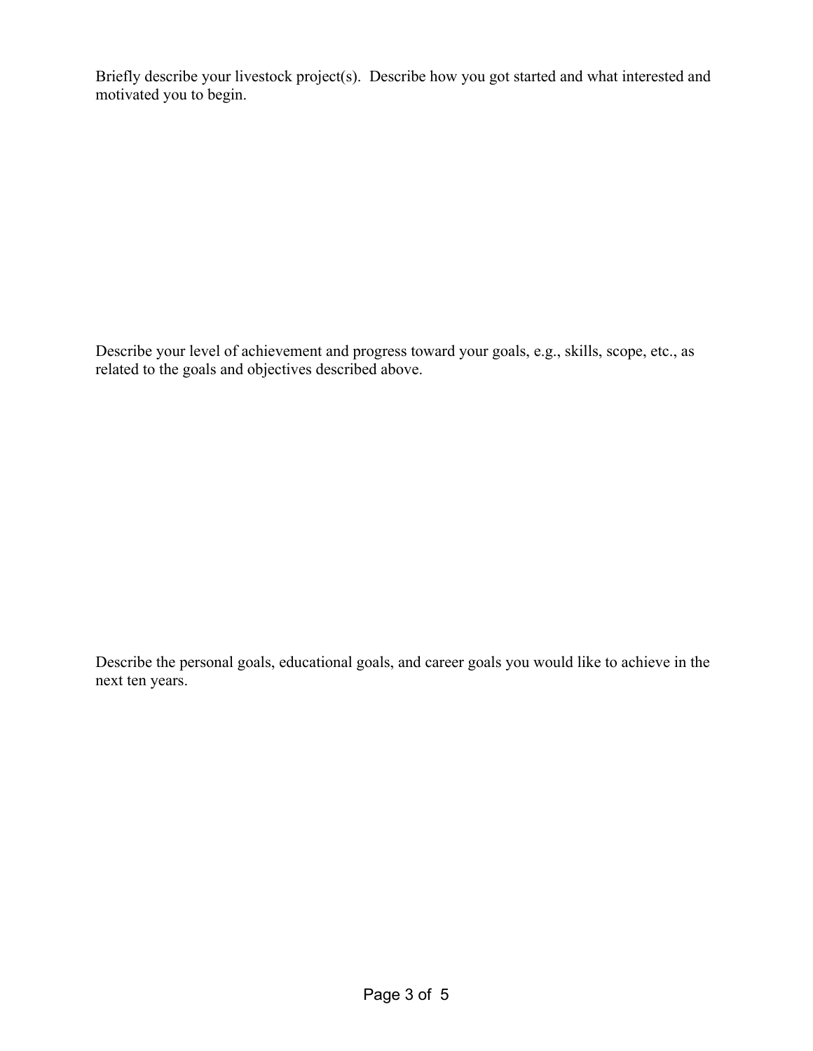Briefly describe your livestock project(s). Describe how you got started and what interested and motivated you to begin.

Describe your level of achievement and progress toward your goals, e.g., skills, scope, etc., as related to the goals and objectives described above.

Describe the personal goals, educational goals, and career goals you would like to achieve in the next ten years.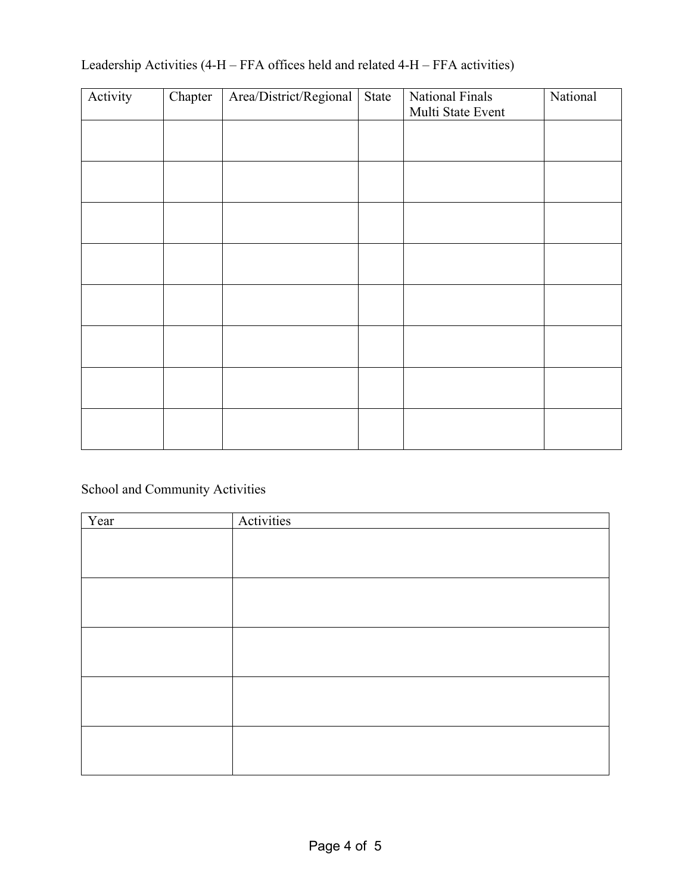Leadership Activities (4-H – FFA offices held and related 4-H – FFA activities)

| Activity | Chapter | Area/District/Regional | State | National Finals Multi State Event | National |
|---|---|---|---|---|---|
| | | | | | |
| | | | | | |
| | | | | | |
| | | | | | |
| | | | | | |
| | | | | | |
| | | | | | |
| | | | | | |

School and Community Activities

| Year | Activities |
|---|---|
| | |
| | |
| | |
| | |
| | |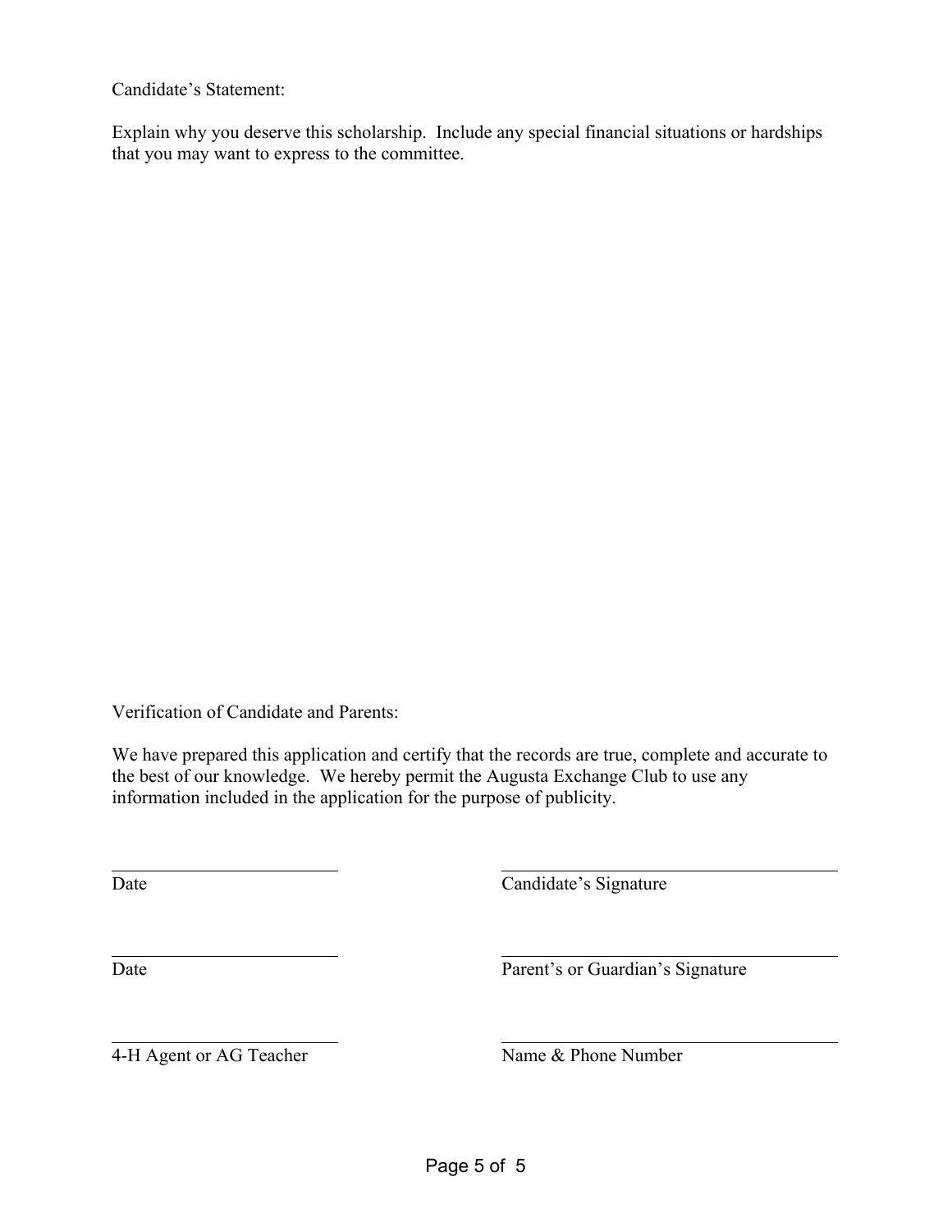Candidate's Statement:

Explain why you deserve this scholarship. Include any special financial situations or hardships that you may want to express to the committee.

Verification of Candidate and Parents:

We have prepared this application and certify that the records are true, complete and accurate to the best of our knowledge. We hereby permit the Augusta Exchange Club to use any information included in the application for the purpose of publicity.

| | |
|---|---|
| ______________________ | ______________________________ |
| Date | Candidate's Signature |
| ______________________ | ______________________________ |
| Date | Parent's or Guardian's Signature |
| ______________________ | ______________________________ |
| 4-H Agent or AG Teacher | Name & Phone Number |